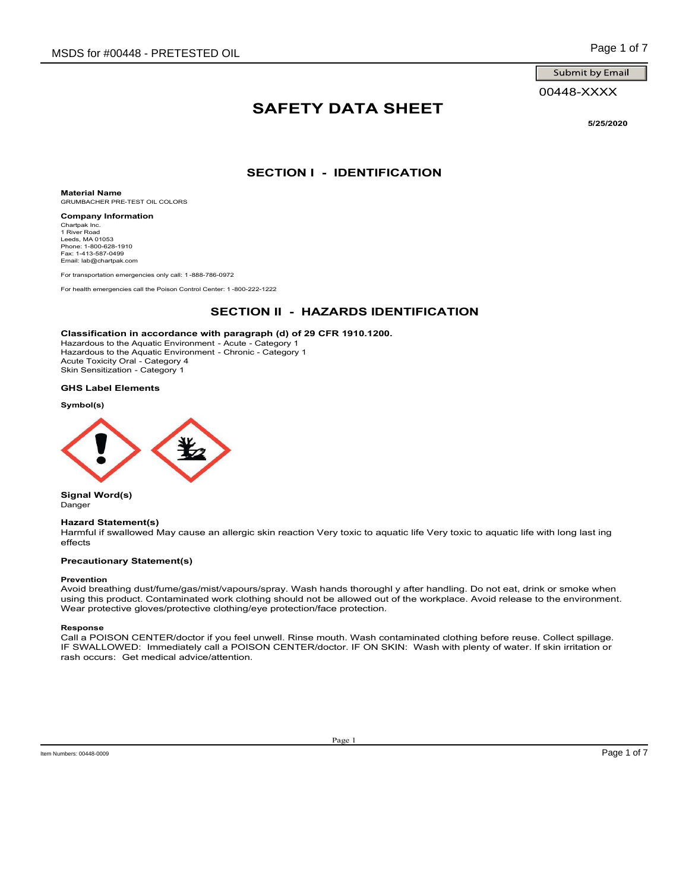Submit by Email

00448-XXXX

# SAFETY DATA SHEET

**5/25/2020**

## SECTION I - IDENTIFICATION

**Material Name**
GRUMBACHER PRE-TEST OIL COLORS

**Company Information**
Chartpak Inc.
1 River Road
Leeds, MA 01053
Phone: 1-800-628-1910
Fax: 1-413-587-0499
Email: lab@chartpak.com

For transportation emergencies only call: 1-888-786-0972

For health emergencies call the Poison Control Center: 1-800-222-1222

## SECTION II - HAZARDS IDENTIFICATION

**Classification in accordance with paragraph (d) of 29 CFR 1910.1200.**
Hazardous to the Aquatic Environment - Acute - Category 1
Hazardous to the Aquatic Environment - Chronic - Category 1
Acute Toxicity Oral - Category 4
Skin Sensitization - Category 1

**GHS Label Elements**

**Symbol(s)**

**Signal Word(s)**
Danger

**Hazard Statement(s)**
Harmful if swallowed May cause an allergic skin reaction Very toxic to aquatic life Very toxic to aquatic life with long last ing effects

**Precautionary Statement(s)**

**Prevention**
Avoid breathing dust/fume/gas/mist/vapours/spray. Wash hands thoroughl y after handling. Do not eat, drink or smoke when using this product. Contaminated work clothing should not be allowed out of the workplace. Avoid release to the environment. Wear protective gloves/protective clothing/eye protection/face protection.

**Response**
Call a POISON CENTER/doctor if you feel unwell. Rinse mouth. Wash contaminated clothing before reuse. Collect spillage. IF SWALLOWED: Immediately call a POISON CENTER/doctor. IF ON SKIN: Wash with plenty of water. If skin irritation or rash occurs: Get medical advice/attention.

Item Numbers: 00448-0009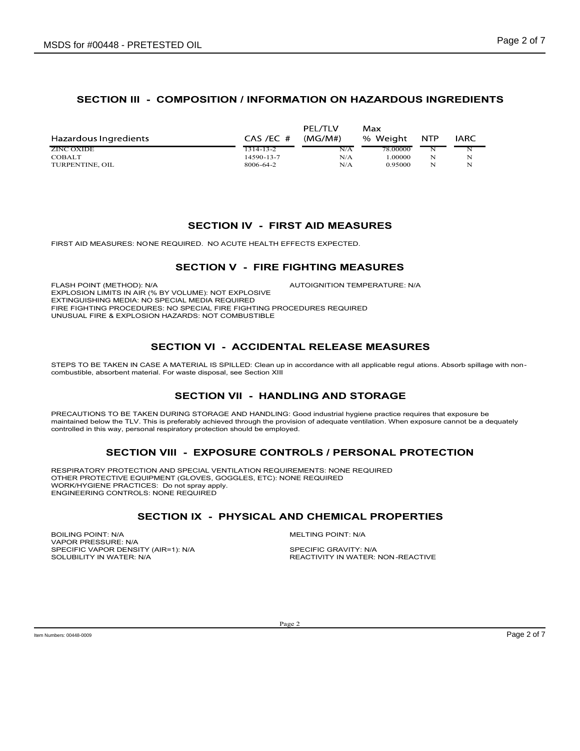## SECTION III - COMPOSITION / INFORMATION ON HAZARDOUS INGREDIENTS

| Hazardous Ingredients | CAS /EC # | PEL/TLV (MG/M#) | Max % Weight | NTP | IARC |
|---|---|---|---|---|---|
| ZINC OXIDE | 1314-13-2 | N/A | 78.00000 | N | N |
| COBALT | 14590-13-7 | N/A | 1.00000 | N | N |
| TURPENTINE, OIL | 8006-64-2 | N/A | 0.95000 | N | N |

## SECTION IV - FIRST AID MEASURES

FIRST AID MEASURES: NONE REQUIRED. NO ACUTE HEALTH EFFECTS EXPECTED.

## SECTION V - FIRE FIGHTING MEASURES

FLASH POINT (METHOD): N/A

AUTOIGNITION TEMPERATURE: N/A

EXPLOSION LIMITS IN AIR (% BY VOLUME): NOT EXPLOSIVE

EXTINGUISHING MEDIA: NO SPECIAL MEDIA REQUIRED

FIRE FIGHTING PROCEDURES: NO SPECIAL FIRE FIGHTING PROCEDURES REQUIRED

UNUSUAL FIRE & EXPLOSION HAZARDS: NOT COMBUSTIBLE

## SECTION VI - ACCIDENTAL RELEASE MEASURES

STEPS TO BE TAKEN IN CASE A MATERIAL IS SPILLED: Clean up in accordance with all applicable regul ations. Absorb spillage with non-combustible, absorbent material. For waste disposal, see Section XIII

## SECTION VII - HANDLING AND STORAGE

PRECAUTIONS TO BE TAKEN DURING STORAGE AND HANDLING: Good industrial hygiene practice requires that exposure be maintained below the TLV. This is preferably achieved through the provision of adequate ventilation. When exposure cannot be a dequately controlled in this way, personal respiratory protection should be employed.

## SECTION VIII - EXPOSURE CONTROLS / PERSONAL PROTECTION

RESPIRATORY PROTECTION AND SPECIAL VENTILATION REQUIREMENTS: NONE REQUIRED

OTHER PROTECTIVE EQUIPMENT (GLOVES, GOGGLES, ETC): NONE REQUIRED

WORK/HYGIENE PRACTICES: Do not spray apply.

ENGINEERING CONTROLS: NONE REQUIRED

## SECTION IX - PHYSICAL AND CHEMICAL PROPERTIES

BOILING POINT: N/A

MELTING POINT: N/A

VAPOR PRESSURE: N/A

SPECIFIC VAPOR DENSITY (AIR=1): N/A

SPECIFIC GRAVITY: N/A

SOLUBILITY IN WATER: N/A

REACTIVITY IN WATER: NON-REACTIVE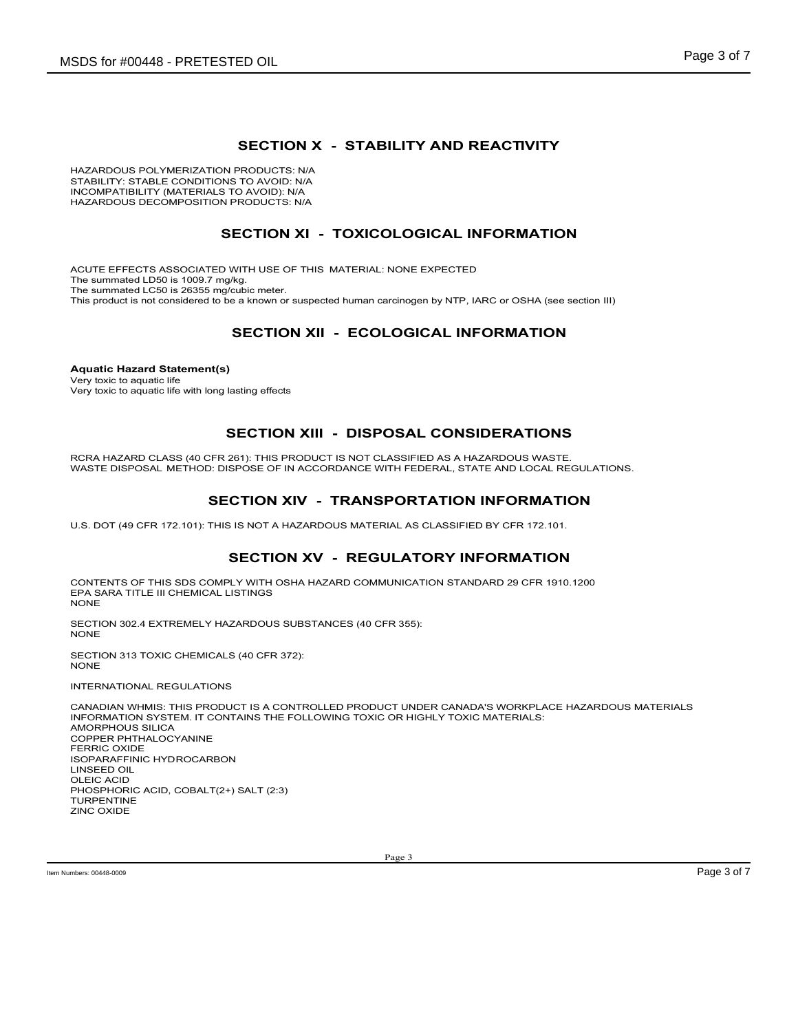## SECTION X - STABILITY AND REACTIVITY

HAZARDOUS POLYMERIZATION PRODUCTS: N/A
STABILITY: STABLE CONDITIONS TO AVOID: N/A
INCOMPATIBILITY (MATERIALS TO AVOID): N/A
HAZARDOUS DECOMPOSITION PRODUCTS: N/A

## SECTION XI - TOXICOLOGICAL INFORMATION

ACUTE EFFECTS ASSOCIATED WITH USE OF THIS MATERIAL: NONE EXPECTED
The summated LD50 is 1009.7 mg/kg.
The summated LC50 is 26355 mg/cubic meter.
This product is not considered to be a known or suspected human carcinogen by NTP, IARC or OSHA (see section III)

## SECTION XII - ECOLOGICAL INFORMATION

**Aquatic Hazard Statement(s)**
Very toxic to aquatic life
Very toxic to aquatic life with long lasting effects

## SECTION XIII - DISPOSAL CONSIDERATIONS

RCRA HAZARD CLASS (40 CFR 261): THIS PRODUCT IS NOT CLASSIFIED AS A HAZARDOUS WASTE.
WASTE DISPOSAL METHOD: DISPOSE OF IN ACCORDANCE WITH FEDERAL, STATE AND LOCAL REGULATIONS.

## SECTION XIV - TRANSPORTATION INFORMATION

U.S. DOT (49 CFR 172.101): THIS IS NOT A HAZARDOUS MATERIAL AS CLASSIFIED BY CFR 172.101.

## SECTION XV - REGULATORY INFORMATION

CONTENTS OF THIS SDS COMPLY WITH OSHA HAZARD COMMUNICATION STANDARD 29 CFR 1910.1200
EPA SARA TITLE III CHEMICAL LISTINGS
NONE

SECTION 302.4 EXTREMELY HAZARDOUS SUBSTANCES (40 CFR 355):
NONE

SECTION 313 TOXIC CHEMICALS (40 CFR 372):
NONE

INTERNATIONAL REGULATIONS

CANADIAN WHMIS: THIS PRODUCT IS A CONTROLLED PRODUCT UNDER CANADA'S WORKPLACE HAZARDOUS MATERIALS INFORMATION SYSTEM. IT CONTAINS THE FOLLOWING TOXIC OR HIGHLY TOXIC MATERIALS:
AMORPHOUS SILICA
COPPER PHTHALOCYANINE
FERRIC OXIDE
ISOPARAFFINIC HYDROCARBON
LINSEED OIL
OLEIC ACID
PHOSPHORIC ACID, COBALT(2+) SALT (2:3)
TURPENTINE
ZINC OXIDE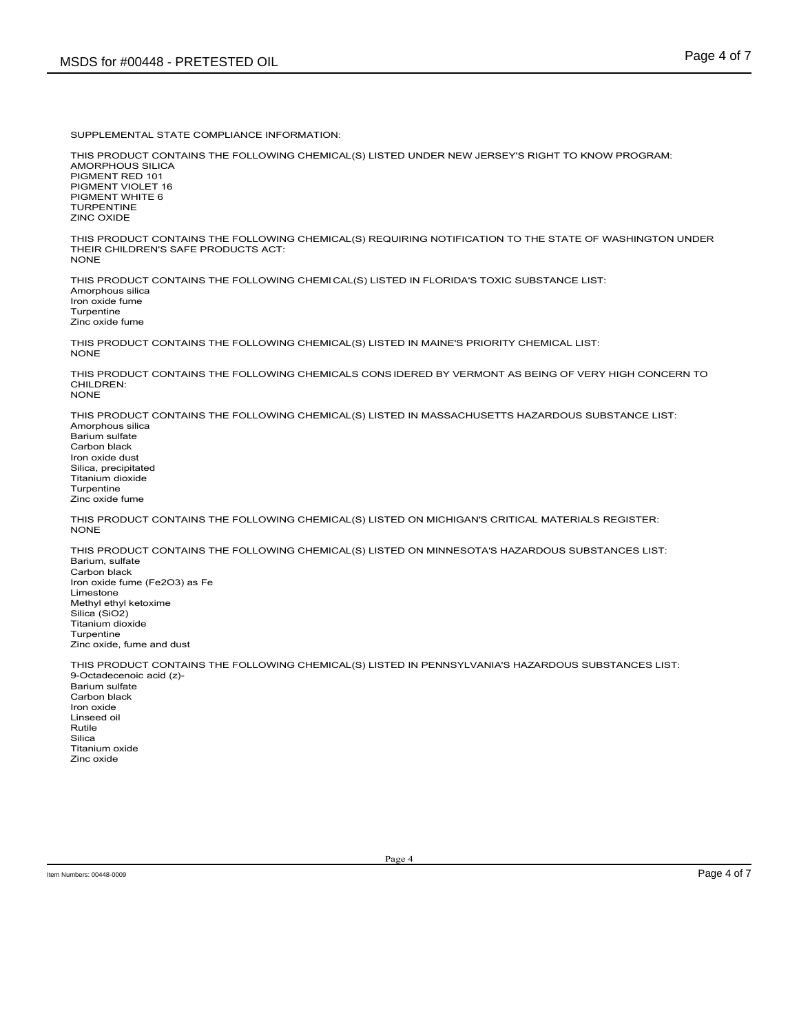SUPPLEMENTAL STATE COMPLIANCE INFORMATION:

THIS PRODUCT CONTAINS THE FOLLOWING CHEMICAL(S) LISTED UNDER NEW JERSEY'S RIGHT TO KNOW PROGRAM:
AMORPHOUS SILICA
PIGMENT RED 101
PIGMENT VIOLET 16
PIGMENT WHITE 6
TURPENTINE
ZINC OXIDE

THIS PRODUCT CONTAINS THE FOLLOWING CHEMICAL(S) REQUIRING NOTIFICATION TO THE STATE OF WASHINGTON UNDER THEIR CHILDREN'S SAFE PRODUCTS ACT:
NONE

THIS PRODUCT CONTAINS THE FOLLOWING CHEMICAL(S) LISTED IN FLORIDA'S TOXIC SUBSTANCE LIST:
Amorphous silica
Iron oxide fume
Turpentine
Zinc oxide fume

THIS PRODUCT CONTAINS THE FOLLOWING CHEMICAL(S) LISTED IN MAINE'S PRIORITY CHEMICAL LIST:
NONE

THIS PRODUCT CONTAINS THE FOLLOWING CHEMICALS CONSIDERED BY VERMONT AS BEING OF VERY HIGH CONCERN TO CHILDREN:
NONE

THIS PRODUCT CONTAINS THE FOLLOWING CHEMICAL(S) LISTED IN MASSACHUSETTS HAZARDOUS SUBSTANCE LIST:
Amorphous silica
Barium sulfate
Carbon black
Iron oxide dust
Silica, precipitated
Titanium dioxide
Turpentine
Zinc oxide fume

THIS PRODUCT CONTAINS THE FOLLOWING CHEMICAL(S) LISTED ON MICHIGAN'S CRITICAL MATERIALS REGISTER:
NONE

THIS PRODUCT CONTAINS THE FOLLOWING CHEMICAL(S) LISTED ON MINNESOTA'S HAZARDOUS SUBSTANCES LIST:
Barium, sulfate
Carbon black
Iron oxide fume ($Fe_2O_3$) as Fe
Limestone
Methyl ethyl ketoxime
Silica ($SiO_2$)
Titanium dioxide
Turpentine
Zinc oxide, fume and dust

THIS PRODUCT CONTAINS THE FOLLOWING CHEMICAL(S) LISTED IN PENNSYLVANIA'S HAZARDOUS SUBSTANCES LIST:
9-Octadecenoic acid (z)-
Barium sulfate
Carbon black
Iron oxide
Linseed oil
Rutile
Silica
Titanium oxide
Zinc oxide

Item Numbers: 00448-0009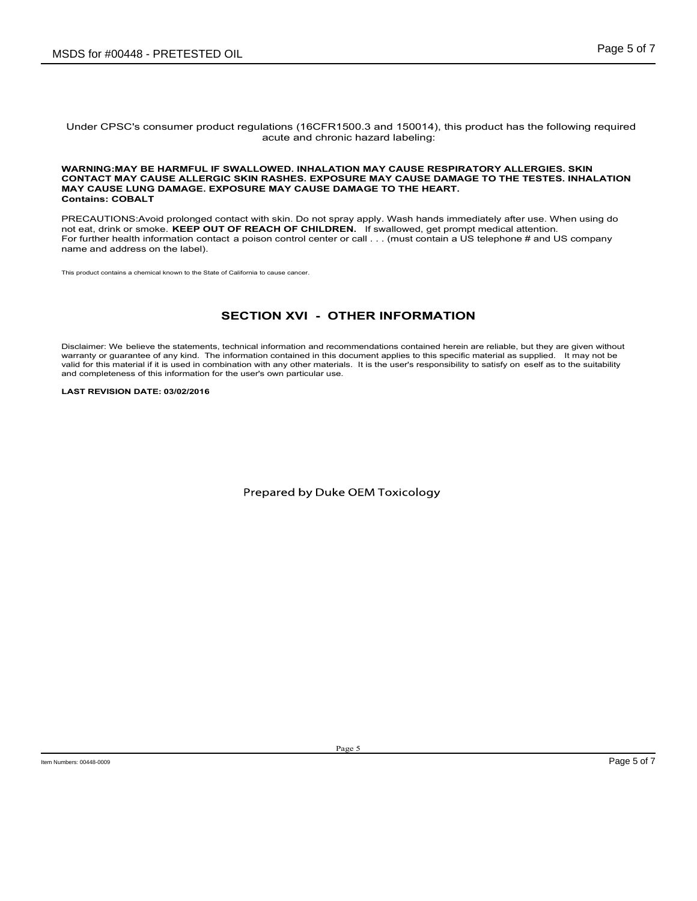Under CPSC's consumer product regulations (16CFR1500.3 and 150014), this product has the following required acute and chronic hazard labeling:

**WARNING:MAY BE HARMFUL IF SWALLOWED. INHALATION MAY CAUSE RESPIRATORY ALLERGIES. SKIN CONTACT MAY CAUSE ALLERGIC SKIN RASHES. EXPOSURE MAY CAUSE DAMAGE TO THE TESTES. INHALATION MAY CAUSE LUNG DAMAGE. EXPOSURE MAY CAUSE DAMAGE TO THE HEART.**
**Contains: COBALT**

PRECAUTIONS:Avoid prolonged contact with skin. Do not spray apply. Wash hands immediately after use. When using do not eat, drink or smoke. **KEEP OUT OF REACH OF CHILDREN.** If swallowed, get prompt medical attention. For further health information contact a poison control center or call . . . (must contain a US telephone # and US company name and address on the label).

This product contains a chemical known to the State of California to cause cancer.

## SECTION XVI - OTHER INFORMATION

Disclaimer: We believe the statements, technical information and recommendations contained herein are reliable, but they are given without warranty or guarantee of any kind. The information contained in this document applies to this specific material as supplied. It may not be valid for this material if it is used in combination with any other materials. It is the user's responsibility to satisfy on eself as to the suitability and completeness of this information for the user's own particular use.

**LAST REVISION DATE: 03/02/2016**

Prepared by Duke OEM Toxicology

Item Numbers: 00448-0009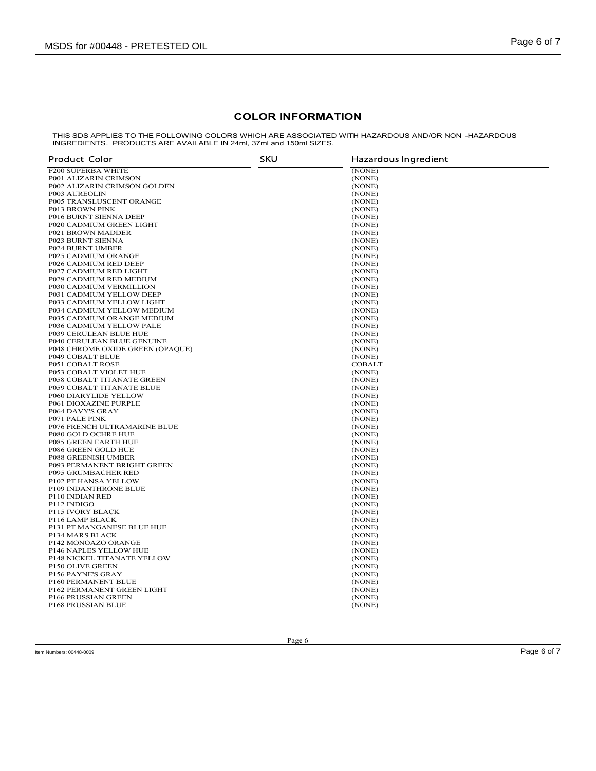## COLOR INFORMATION

THIS SDS APPLIES TO THE FOLLOWING COLORS WHICH ARE ASSOCIATED WITH HAZARDOUS AND/OR NON -HAZARDOUS INGREDIENTS. PRODUCTS ARE AVAILABLE IN 24ml, 37ml and 150ml SIZES.

| Product Color | SKU | Hazardous Ingredient |
|---|---|---|
| F200 SUPERBA WHITE | | (NONE) |
| P001 ALIZARIN CRIMSON | | (NONE) |
| P002 ALIZARIN CRIMSON GOLDEN | | (NONE) |
| P003 AUREOLIN | | (NONE) |
| P005 TRANSLUSCENT ORANGE | | (NONE) |
| P013 BROWN PINK | | (NONE) |
| P016 BURNT SIENNA DEEP | | (NONE) |
| P020 CADMIUM GREEN LIGHT | | (NONE) |
| P021 BROWN MADDER | | (NONE) |
| P023 BURNT SIENNA | | (NONE) |
| P024 BURNT UMBER | | (NONE) |
| P025 CADMIUM ORANGE | | (NONE) |
| P026 CADMIUM RED DEEP | | (NONE) |
| P027 CADMIUM RED LIGHT | | (NONE) |
| P029 CADMIUM RED MEDIUM | | (NONE) |
| P030 CADMIUM VERMILLION | | (NONE) |
| P031 CADMIUM YELLOW DEEP | | (NONE) |
| P033 CADMIUM YELLOW LIGHT | | (NONE) |
| P034 CADMIUM YELLOW MEDIUM | | (NONE) |
| P035 CADMIUM ORANGE MEDIUM | | (NONE) |
| P036 CADMIUM YELLOW PALE | | (NONE) |
| P039 CERULEAN BLUE HUE | | (NONE) |
| P040 CERULEAN BLUE GENUINE | | (NONE) |
| P048 CHROME OXIDE GREEN (OPAQUE) | | (NONE) |
| P049 COBALT BLUE | | (NONE) |
| P051 COBALT ROSE | | COBALT |
| P053 COBALT VIOLET HUE | | (NONE) |
| P058 COBALT TITANATE GREEN | | (NONE) |
| P059 COBALT TITANATE BLUE | | (NONE) |
| P060 DIARYLIDE YELLOW | | (NONE) |
| P061 DIOXAZINE PURPLE | | (NONE) |
| P064 DAVY'S GRAY | | (NONE) |
| P071 PALE PINK | | (NONE) |
| P076 FRENCH ULTRAMARINE BLUE | | (NONE) |
| P080 GOLD OCHRE HUE | | (NONE) |
| P085 GREEN EARTH HUE | | (NONE) |
| P086 GREEN GOLD HUE | | (NONE) |
| P088 GREENISH UMBER | | (NONE) |
| P093 PERMANENT BRIGHT GREEN | | (NONE) |
| P095 GRUMBACHER RED | | (NONE) |
| P102 PT HANSA YELLOW | | (NONE) |
| P109 INDANTHRONE BLUE | | (NONE) |
| P110 INDIAN RED | | (NONE) |
| P112 INDIGO | | (NONE) |
| P115 IVORY BLACK | | (NONE) |
| P116 LAMP BLACK | | (NONE) |
| P131 PT MANGANESE BLUE HUE | | (NONE) |
| P134 MARS BLACK | | (NONE) |
| P142 MONOAZO ORANGE | | (NONE) |
| P146 NAPLES YELLOW HUE | | (NONE) |
| P148 NICKEL TITANATE YELLOW | | (NONE) |
| P150 OLIVE GREEN | | (NONE) |
| P156 PAYNE'S GRAY | | (NONE) |
| P160 PERMANENT BLUE | | (NONE) |
| P162 PERMANENT GREEN LIGHT | | (NONE) |
| P166 PRUSSIAN GREEN | | (NONE) |
| P168 PRUSSIAN BLUE | | (NONE) |

Item Numbers: 00448-0009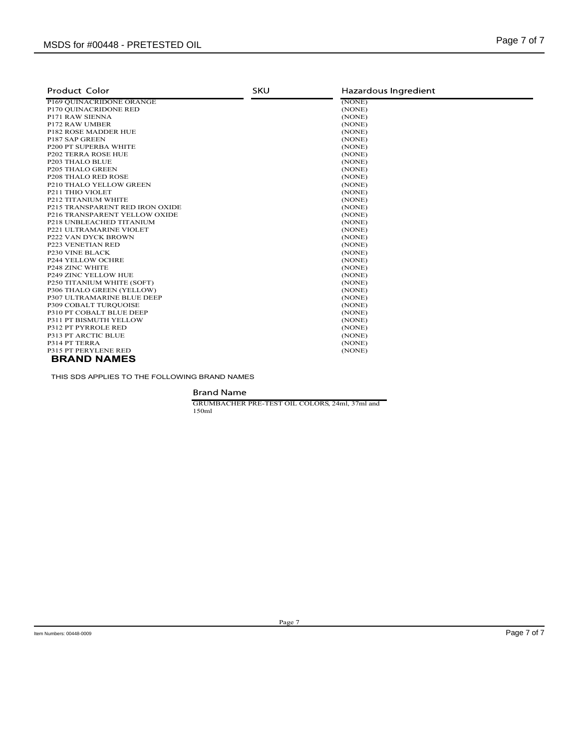| Product Color | SKU | Hazardous Ingredient |
|---|---|---|
| P169 QUINACRIDONE ORANGE | | (NONE) |
| P170 QUINACRIDONE RED | | (NONE) |
| P171 RAW SIENNA | | (NONE) |
| P172 RAW UMBER | | (NONE) |
| P182 ROSE MADDER HUE | | (NONE) |
| P187 SAP GREEN | | (NONE) |
| P200 PT SUPERBA WHITE | | (NONE) |
| P202 TERRA ROSE HUE | | (NONE) |
| P203 THALO BLUE | | (NONE) |
| P205 THALO GREEN | | (NONE) |
| P208 THALO RED ROSE | | (NONE) |
| P210 THALO YELLOW GREEN | | (NONE) |
| P211 THIO VIOLET | | (NONE) |
| P212 TITANIUM WHITE | | (NONE) |
| P215 TRANSPARENT RED IRON OXIDE | | (NONE) |
| P216 TRANSPARENT YELLOW OXIDE | | (NONE) |
| P218 UNBLEACHED TITANIUM | | (NONE) |
| P221 ULTRAMARINE VIOLET | | (NONE) |
| P222 VAN DYCK BROWN | | (NONE) |
| P223 VENETIAN RED | | (NONE) |
| P230 VINE BLACK | | (NONE) |
| P244 YELLOW OCHRE | | (NONE) |
| P248 ZINC WHITE | | (NONE) |
| P249 ZINC YELLOW HUE | | (NONE) |
| P250 TITANIUM WHITE (SOFT) | | (NONE) |
| P306 THALO GREEN (YELLOW) | | (NONE) |
| P307 ULTRAMARINE BLUE DEEP | | (NONE) |
| P309 COBALT TURQUOISE | | (NONE) |
| P310 PT COBALT BLUE DEEP | | (NONE) |
| P311 PT BISMUTH YELLOW | | (NONE) |
| P312 PT PYRROLE RED | | (NONE) |
| P313 PT ARCTIC BLUE | | (NONE) |
| P314 PT TERRA | | (NONE) |
| P315 PT PERYLENE RED | | (NONE) |

## BRAND NAMES

THIS SDS APPLIES TO THE FOLLOWING BRAND NAMES

| Brand Name |
|---|
| GRUMBACHER PRE-TEST OIL COLORS, 24ml, 37ml and 150ml |

Item Numbers: 00448-0009